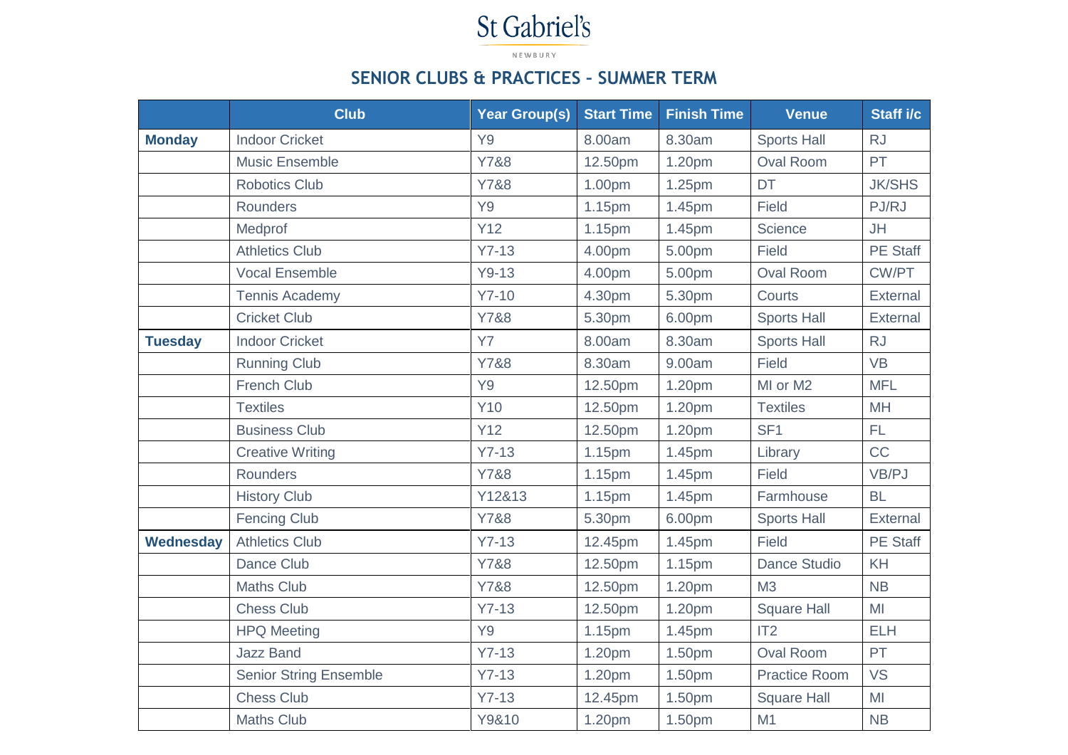# St Gabriel's

NEWBURY

## SENIOR CLUBS & PRACTICES – SUMMER TERM

| | Club | Year Group(s) | Start Time | Finish Time | Venue | Staff i/c |
|---|---|---|---|---|---|---|
| **Monday** | Indoor Cricket | Y9 | 8.00am | 8.30am | Sports Hall | RJ |
| | Music Ensemble | Y7&8 | 12.50pm | 1.20pm | Oval Room | PT |
| | Robotics Club | Y7&8 | 1.00pm | 1.25pm | DT | JK/SHS |
| | Rounders | Y9 | 1.15pm | 1.45pm | Field | PJ/RJ |
| | Medprof | Y12 | 1.15pm | 1.45pm | Science | JH |
| | Athletics Club | Y7-13 | 4.00pm | 5.00pm | Field | PE Staff |
| | Vocal Ensemble | Y9-13 | 4.00pm | 5.00pm | Oval Room | CW/PT |
| | Tennis Academy | Y7-10 | 4.30pm | 5.30pm | Courts | External |
| | Cricket Club | Y7&8 | 5.30pm | 6.00pm | Sports Hall | External |
| **Tuesday** | Indoor Cricket | Y7 | 8.00am | 8.30am | Sports Hall | RJ |
| | Running Club | Y7&8 | 8.30am | 9.00am | Field | VB |
| | French Club | Y9 | 12.50pm | 1.20pm | MI or M2 | MFL |
| | Textiles | Y10 | 12.50pm | 1.20pm | Textiles | MH |
| | Business Club | Y12 | 12.50pm | 1.20pm | SF1 | FL |
| | Creative Writing | Y7-13 | 1.15pm | 1.45pm | Library | CC |
| | Rounders | Y7&8 | 1.15pm | 1.45pm | Field | VB/PJ |
| | History Club | Y12&13 | 1.15pm | 1.45pm | Farmhouse | BL |
| | Fencing Club | Y7&8 | 5.30pm | 6.00pm | Sports Hall | External |
| **Wednesday** | Athletics Club | Y7-13 | 12.45pm | 1.45pm | Field | PE Staff |
| | Dance Club | Y7&8 | 12.50pm | 1.15pm | Dance Studio | KH |
| | Maths Club | Y7&8 | 12.50pm | 1.20pm | M3 | NB |
| | Chess Club | Y7-13 | 12.50pm | 1.20pm | Square Hall | MI |
| | HPQ Meeting | Y9 | 1.15pm | 1.45pm | IT2 | ELH |
| | Jazz Band | Y7-13 | 1.20pm | 1.50pm | Oval Room | PT |
| | Senior String Ensemble | Y7-13 | 1.20pm | 1.50pm | Practice Room | VS |
| | Chess Club | Y7-13 | 12.45pm | 1.50pm | Square Hall | MI |
| | Maths Club | Y9&10 | 1.20pm | 1.50pm | M1 | NB |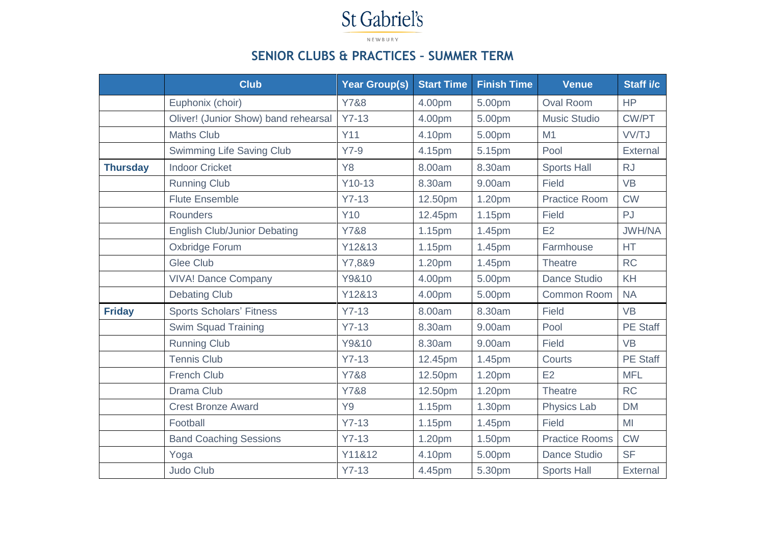St Gabriel's

NEWBURY

## SENIOR CLUBS & PRACTICES – SUMMER TERM

| | Club | Year Group(s) | Start Time | Finish Time | Venue | Staff i/c |
|---|---|---|---|---|---|---|
| | Euphonix (choir) | Y7&8 | 4.00pm | 5.00pm | Oval Room | HP |
| | Oliver! (Junior Show) band rehearsal | Y7-13 | 4.00pm | 5.00pm | Music Studio | CW/PT |
| | Maths Club | Y11 | 4.10pm | 5.00pm | M1 | VV/TJ |
| | Swimming Life Saving Club | Y7-9 | 4.15pm | 5.15pm | Pool | External |
| **Thursday** | Indoor Cricket | Y8 | 8.00am | 8.30am | Sports Hall | RJ |
| | Running Club | Y10-13 | 8.30am | 9.00am | Field | VB |
| | Flute Ensemble | Y7-13 | 12.50pm | 1.20pm | Practice Room | CW |
| | Rounders | Y10 | 12.45pm | 1.15pm | Field | PJ |
| | English Club/Junior Debating | Y7&8 | 1.15pm | 1.45pm | E2 | JWH/NA |
| | Oxbridge Forum | Y12&13 | 1.15pm | 1.45pm | Farmhouse | HT |
| | Glee Club | Y7,8&9 | 1.20pm | 1.45pm | Theatre | RC |
| | VIVA! Dance Company | Y9&10 | 4.00pm | 5.00pm | Dance Studio | KH |
| | Debating Club | Y12&13 | 4.00pm | 5.00pm | Common Room | NA |
| **Friday** | Sports Scholars' Fitness | Y7-13 | 8.00am | 8.30am | Field | VB |
| | Swim Squad Training | Y7-13 | 8.30am | 9.00am | Pool | PE Staff |
| | Running Club | Y9&10 | 8.30am | 9.00am | Field | VB |
| | Tennis Club | Y7-13 | 12.45pm | 1.45pm | Courts | PE Staff |
| | French Club | Y7&8 | 12.50pm | 1.20pm | E2 | MFL |
| | Drama Club | Y7&8 | 12.50pm | 1.20pm | Theatre | RC |
| | Crest Bronze Award | Y9 | 1.15pm | 1.30pm | Physics Lab | DM |
| | Football | Y7-13 | 1.15pm | 1.45pm | Field | MI |
| | Band Coaching Sessions | Y7-13 | 1.20pm | 1.50pm | Practice Rooms | CW |
| | Yoga | Y11&12 | 4.10pm | 5.00pm | Dance Studio | SF |
| | Judo Club | Y7-13 | 4.45pm | 5.30pm | Sports Hall | External |